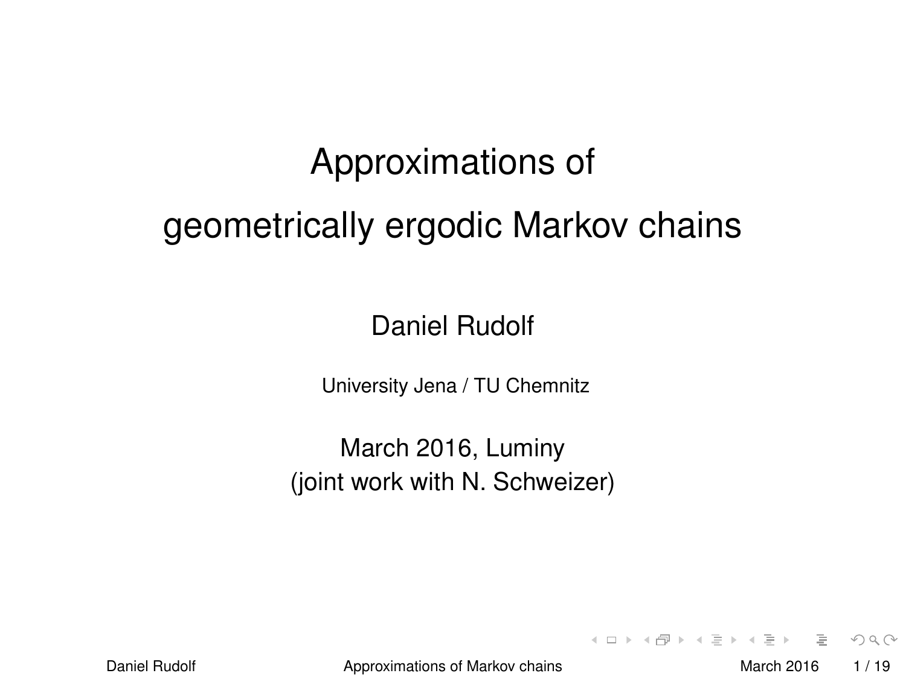# Approximations of geometrically ergodic Markov chains

Daniel Rudolf

University Jena / TU Chemnitz

March 2016, Luminy
(joint work with N. Schweizer)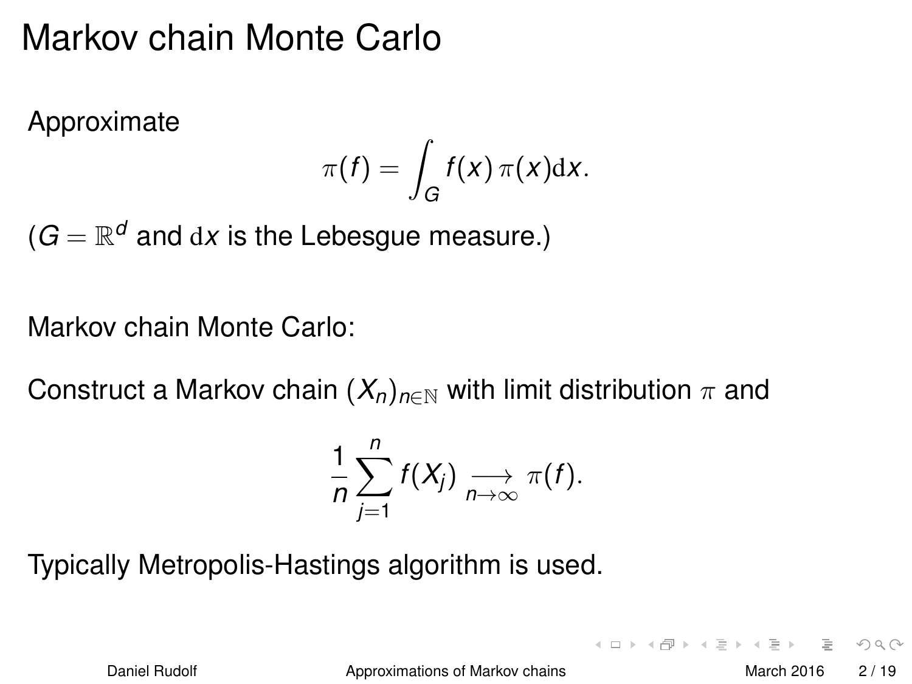# Markov chain Monte Carlo

Approximate

$$\pi(f) = \int_G f(x)\, \pi(x) \mathrm{d}x.$$

($G = \mathbb{R}^d$ and $\mathrm{d}x$ is the Lebesgue measure.)

Markov chain Monte Carlo:

Construct a Markov chain $(X_n)_{n \in \mathbb{N}}$ with limit distribution $\pi$ and

$$\frac{1}{n} \sum_{j=1}^{n} f(X_j) \underset{n \to \infty}{\longrightarrow} \pi(f).$$

Typically Metropolis-Hastings algorithm is used.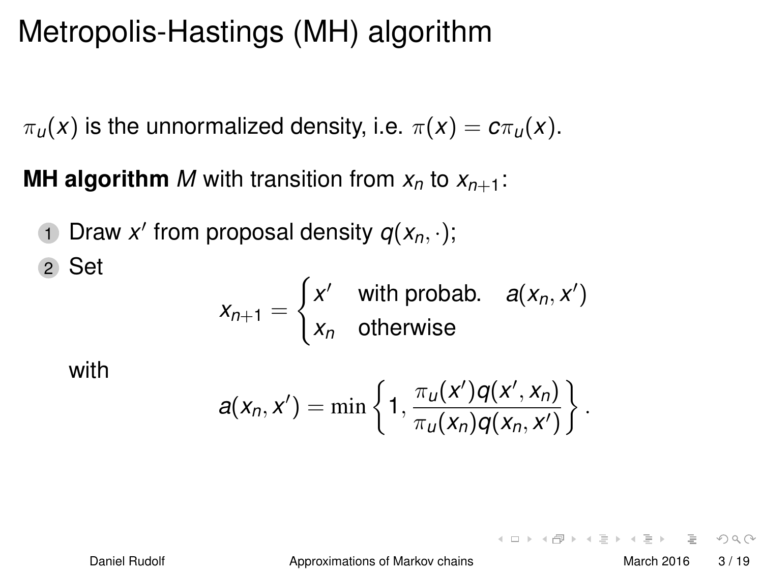# Metropolis-Hastings (MH) algorithm

$\pi_u(x)$ is the unnormalized density, i.e. $\pi(x) = c\pi_u(x)$.

**MH algorithm** $M$ with transition from $x_n$ to $x_{n+1}$:

1. Draw $x'$ from proposal density $q(x_n, \cdot)$;
2. Set

$$x_{n+1} = \begin{cases} x' & \text{with probab.} \quad a(x_n, x') \\ x_n & \text{otherwise} \end{cases}$$

   with

$$a(x_n, x') = \min\left\{1, \frac{\pi_u(x')q(x', x_n)}{\pi_u(x_n)q(x_n, x')}\right\}.$$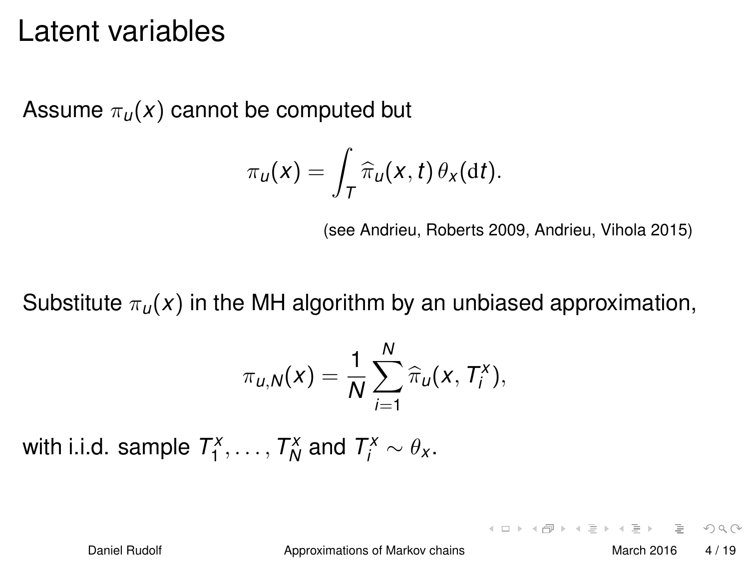# Latent variables

Assume $\pi_u(x)$ cannot be computed but

$$\pi_u(x) = \int_T \widehat{\pi}_u(x,t)\, \theta_x(\mathrm{d}t).$$

(see Andrieu, Roberts 2009, Andrieu, Vihola 2015)

Substitute $\pi_u(x)$ in the MH algorithm by an unbiased approximation,

$$\pi_{u,N}(x) = \frac{1}{N} \sum_{i=1}^{N} \widehat{\pi}_u(x, T_i^x),$$

with i.i.d. sample $T_1^x, \dots, T_N^x$ and $T_i^x \sim \theta_x$.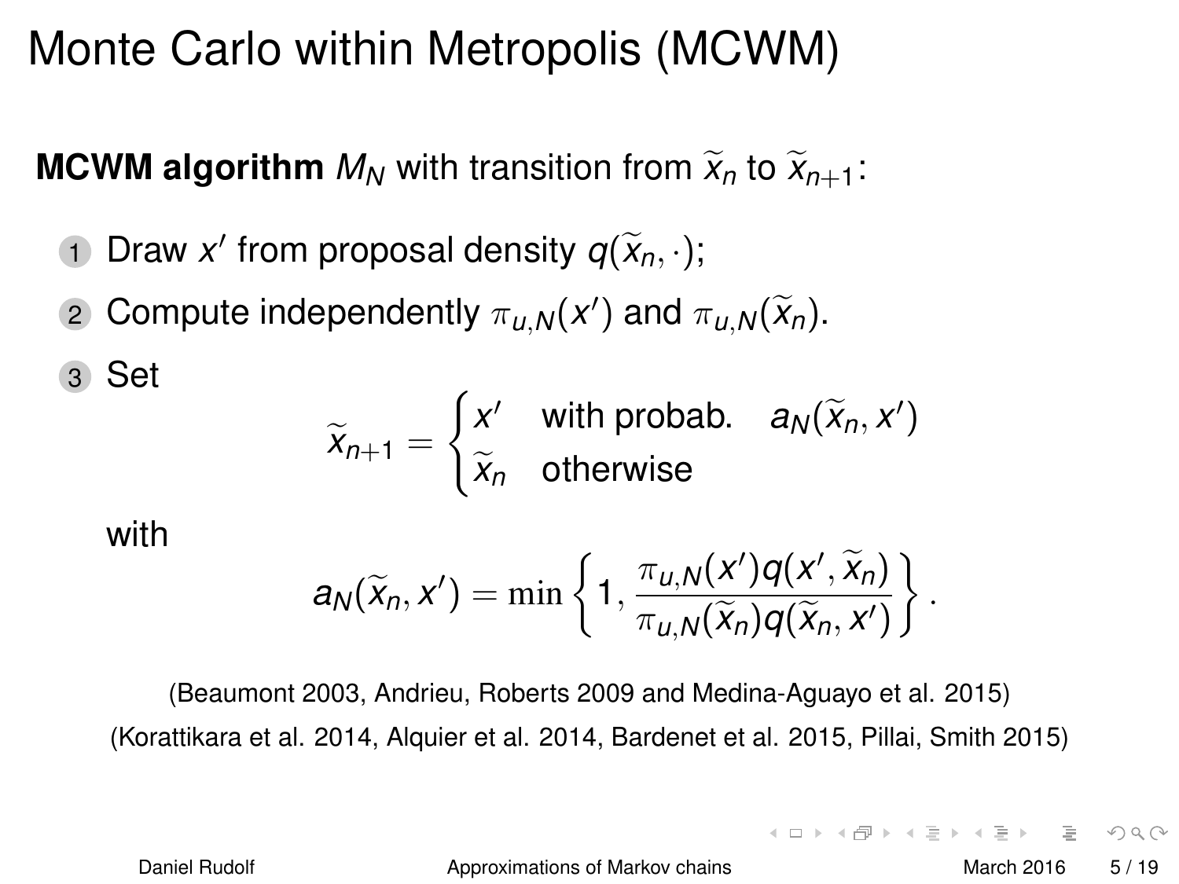# Monte Carlo within Metropolis (MCWM)

**MCWM algorithm** $M_N$ with transition from $\widetilde{x}_n$ to $\widetilde{x}_{n+1}$:

1. Draw $x'$ from proposal density $q(\widetilde{x}_n, \cdot)$;
2. Compute independently $\pi_{u,N}(x')$ and $\pi_{u,N}(\widetilde{x}_n)$.
3. Set

$$\widetilde{x}_{n+1} = \begin{cases} x' & \text{with probab.} \quad a_N(\widetilde{x}_n, x') \\ \widetilde{x}_n & \text{otherwise} \end{cases}$$

   with

$$a_N(\widetilde{x}_n, x') = \min \left\{ 1, \frac{\pi_{u,N}(x') q(x', \widetilde{x}_n)}{\pi_{u,N}(\widetilde{x}_n) q(\widetilde{x}_n, x')} \right\}.$$

(Beaumont 2003, Andrieu, Roberts 2009 and Medina-Aguayo et al. 2015)

(Korattikara et al. 2014, Alquier et al. 2014, Bardenet et al. 2015, Pillai, Smith 2015)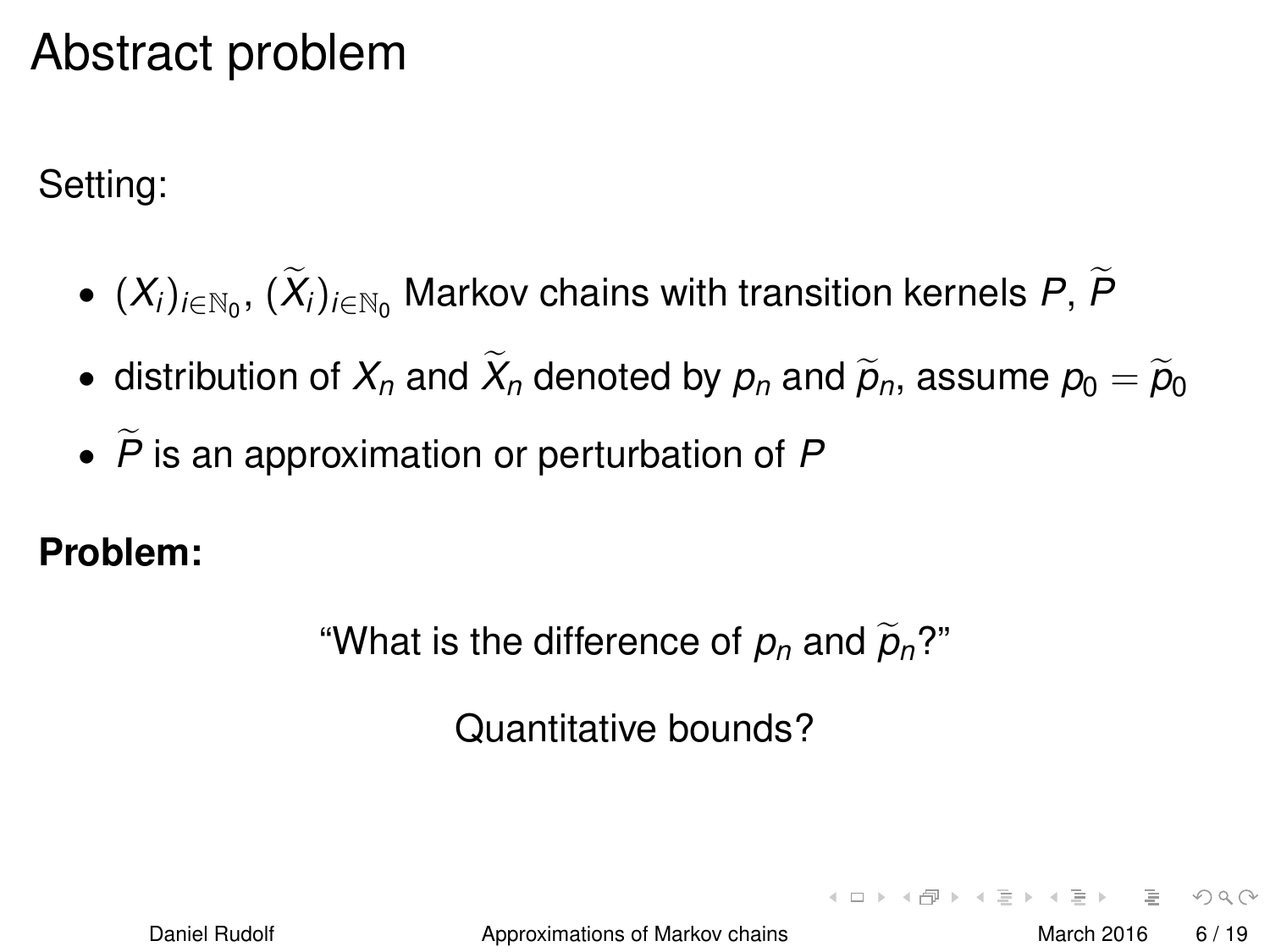# Abstract problem

Setting:

- $(X_i)_{i\in\mathbb{N}_0}$, $(\widetilde{X}_i)_{i\in\mathbb{N}_0}$ Markov chains with transition kernels $P$, $\widetilde{P}$
- distribution of $X_n$ and $\widetilde{X}_n$ denoted by $p_n$ and $\widetilde{p}_n$, assume $p_0 = \widetilde{p}_0$
- $\widetilde{P}$ is an approximation or perturbation of $P$

**Problem:**

"What is the difference of $p_n$ and $\widetilde{p}_n$?"

Quantitative bounds?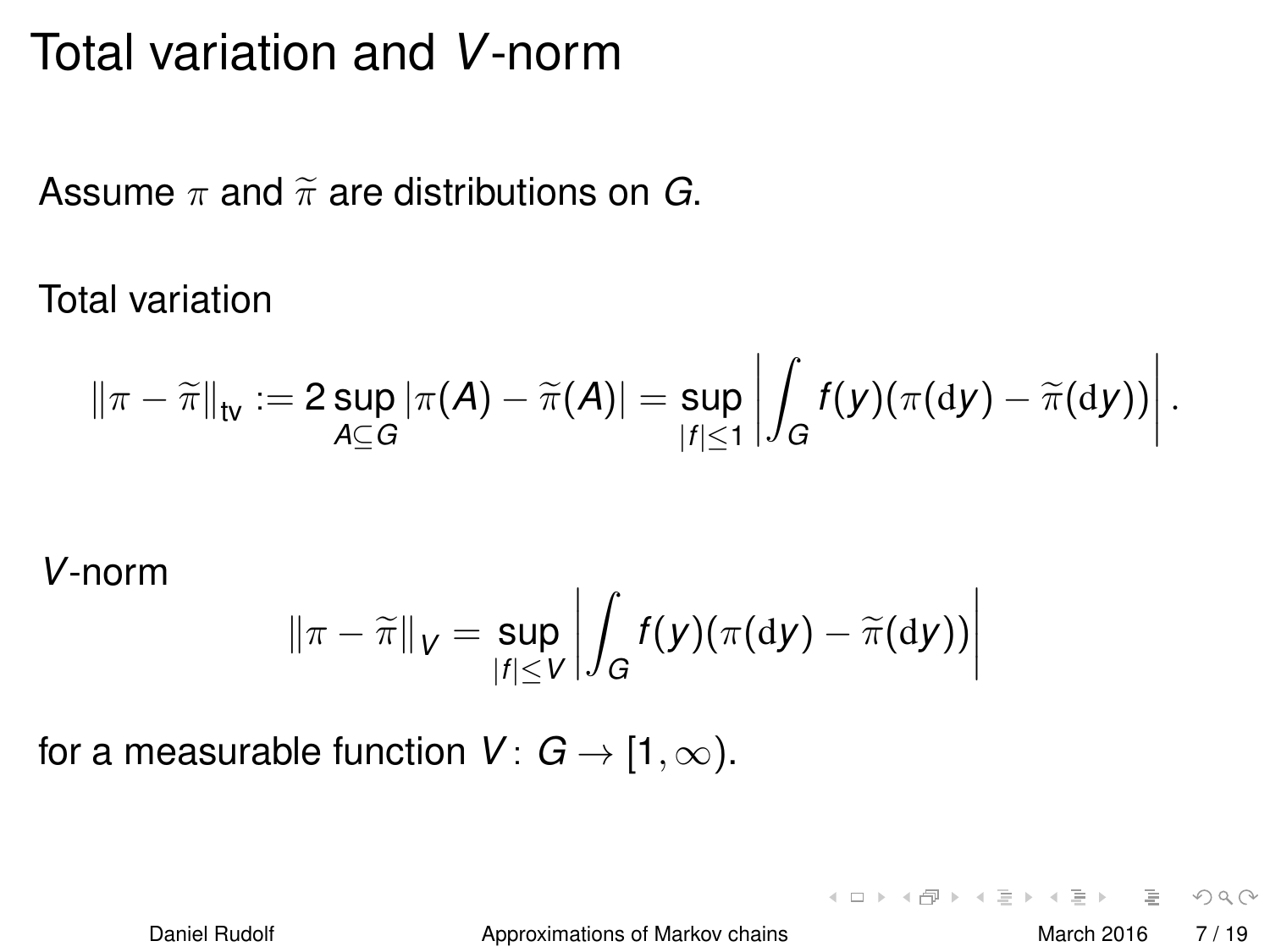# Total variation and $V$-norm

Assume $\pi$ and $\widetilde{\pi}$ are distributions on $G$.

Total variation

$$\|\pi - \widetilde{\pi}\|_{\text{tv}} := 2 \sup_{A \subseteq G} |\pi(A) - \widetilde{\pi}(A)| = \sup_{|f| \leq 1} \left| \int_G f(y)(\pi(\mathrm{d}y) - \widetilde{\pi}(\mathrm{d}y)) \right|.$$

$V$-norm

$$\|\pi - \widetilde{\pi}\|_V = \sup_{|f| \leq V} \left| \int_G f(y)(\pi(\mathrm{d}y) - \widetilde{\pi}(\mathrm{d}y)) \right|$$

for a measurable function $V \colon G \to [1, \infty)$.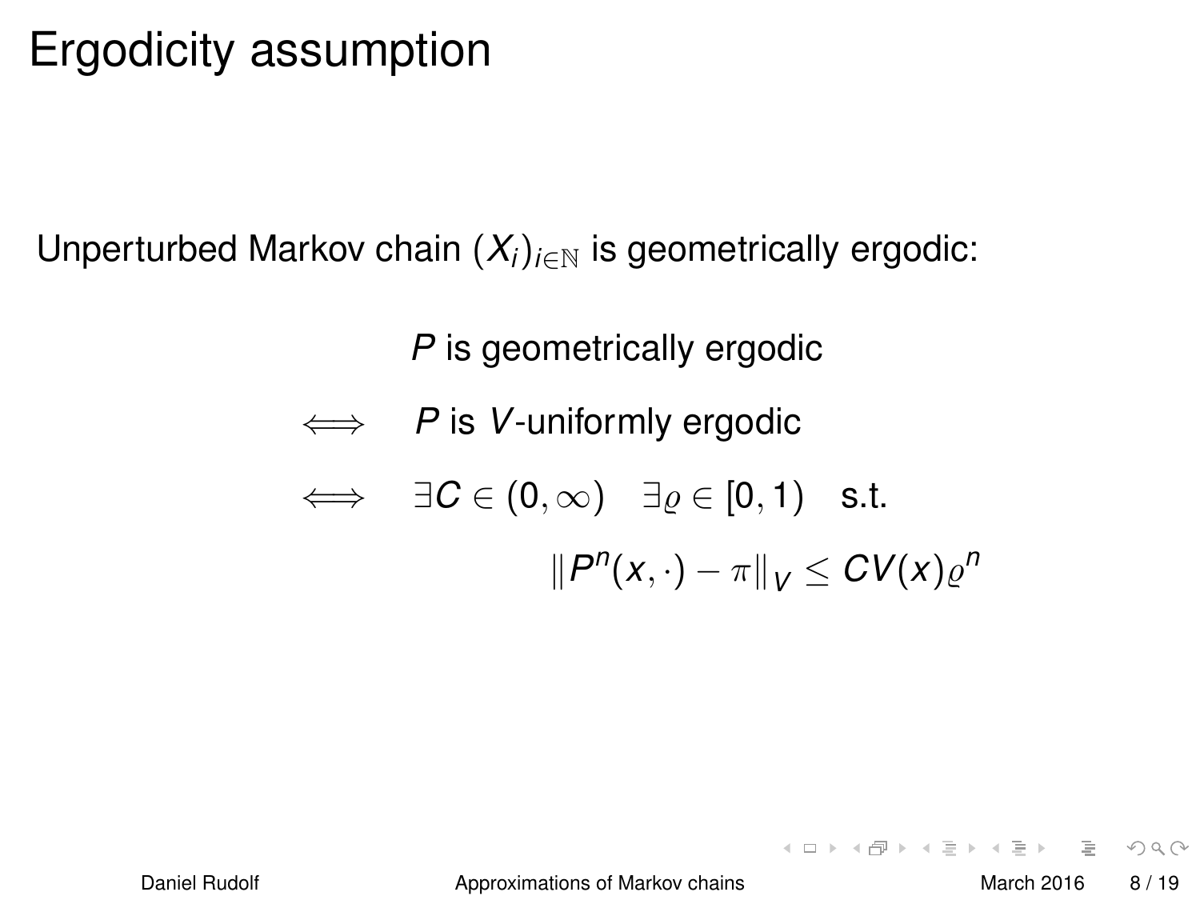# Ergodicity assumption

Unperturbed Markov chain $(X_i)_{i\in\mathbb{N}}$ is geometrically ergodic:

$$
\begin{aligned}
& P \text{ is geometrically ergodic} \\
\iff \quad & P \text{ is } V\text{-uniformly ergodic} \\
\iff \quad & \exists C \in (0,\infty) \quad \exists \varrho \in [0,1) \quad \text{s.t.} \\
& \qquad \|P^n(x,\cdot) - \pi\|_V \leq C V(x) \varrho^n
\end{aligned}
$$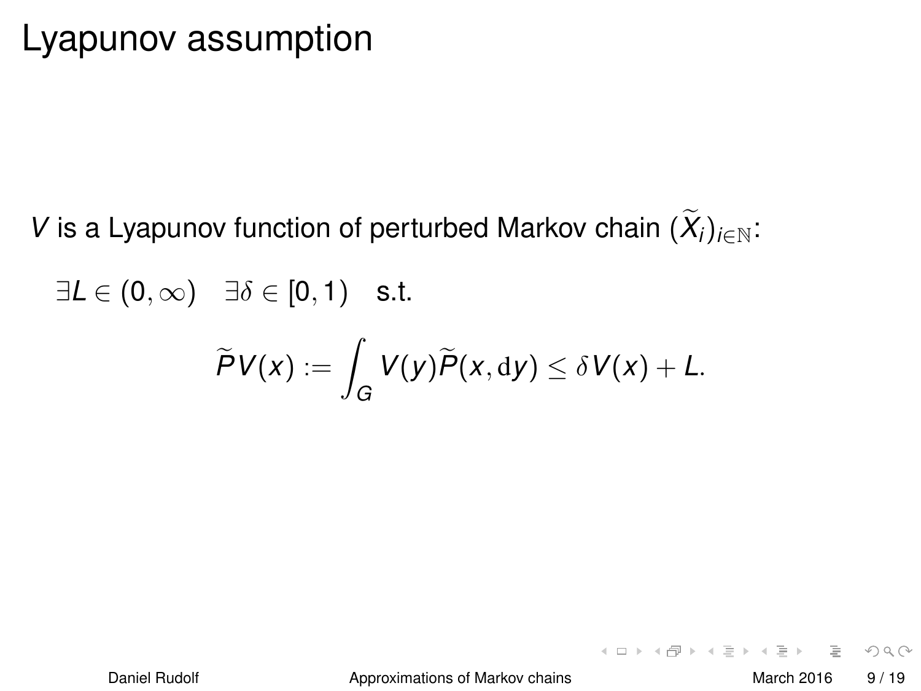# Lyapunov assumption

$V$ is a Lyapunov function of perturbed Markov chain $(\widetilde{X}_i)_{i\in\mathbb{N}}$:

$\exists L \in (0,\infty) \quad \exists \delta \in [0,1) \quad$ s.t.

$$\widetilde{P}V(x) := \int_G V(y)\widetilde{P}(x,\mathrm{d}y) \leq \delta V(x) + L.$$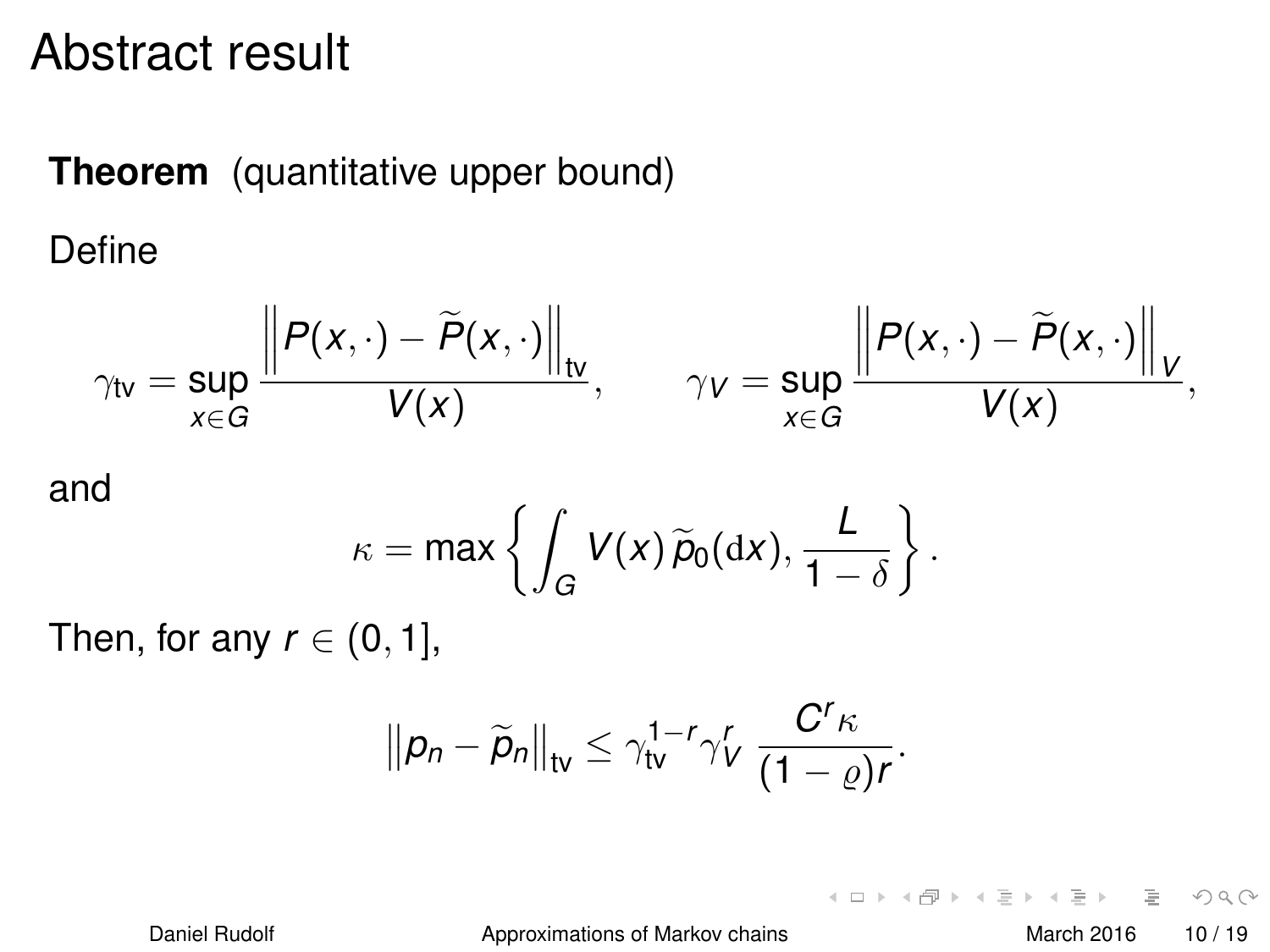# Abstract result

**Theorem** (quantitative upper bound)

Define

$$\gamma_{\text{tv}} = \sup_{x \in G} \frac{\left\| P(x,\cdot) - \widetilde{P}(x,\cdot) \right\|_{\text{tv}}}{V(x)}, \qquad \gamma_V = \sup_{x \in G} \frac{\left\| P(x,\cdot) - \widetilde{P}(x,\cdot) \right\|_V}{V(x)},$$

and

$$\kappa = \max\left\{ \int_G V(x)\, \widetilde{p}_0(\mathrm{d}x), \frac{L}{1-\delta} \right\}.$$

Then, for any $r \in (0,1]$,

$$\left\| p_n - \widetilde{p}_n \right\|_{\text{tv}} \leq \gamma_{\text{tv}}^{1-r} \gamma_V^r \, \frac{C^r \kappa}{(1-\varrho) r}.$$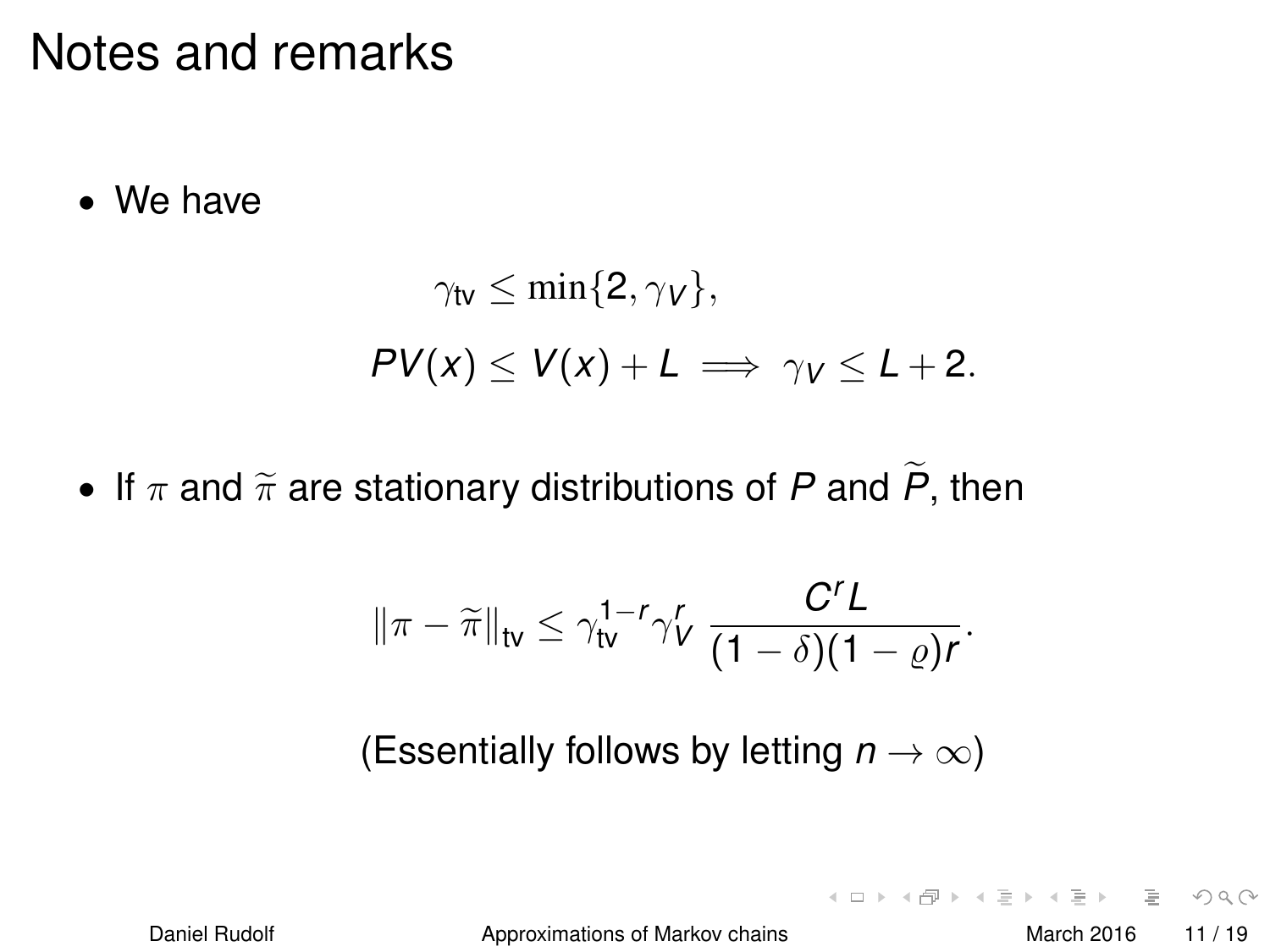# Notes and remarks

- We have

$$\gamma_{\text{tv}} \leq \min\{2, \gamma_V\},$$

$$PV(x) \leq V(x) + L \implies \gamma_V \leq L + 2.$$

- If $\pi$ and $\widetilde{\pi}$ are stationary distributions of $P$ and $\widetilde{P}$, then

$$\|\pi - \widetilde{\pi}\|_{\text{tv}} \leq \gamma_{\text{tv}}^{1-r} \gamma_V^r \, \frac{C^r L}{(1-\delta)(1-\varrho)r}.$$

(Essentially follows by letting $n \to \infty$)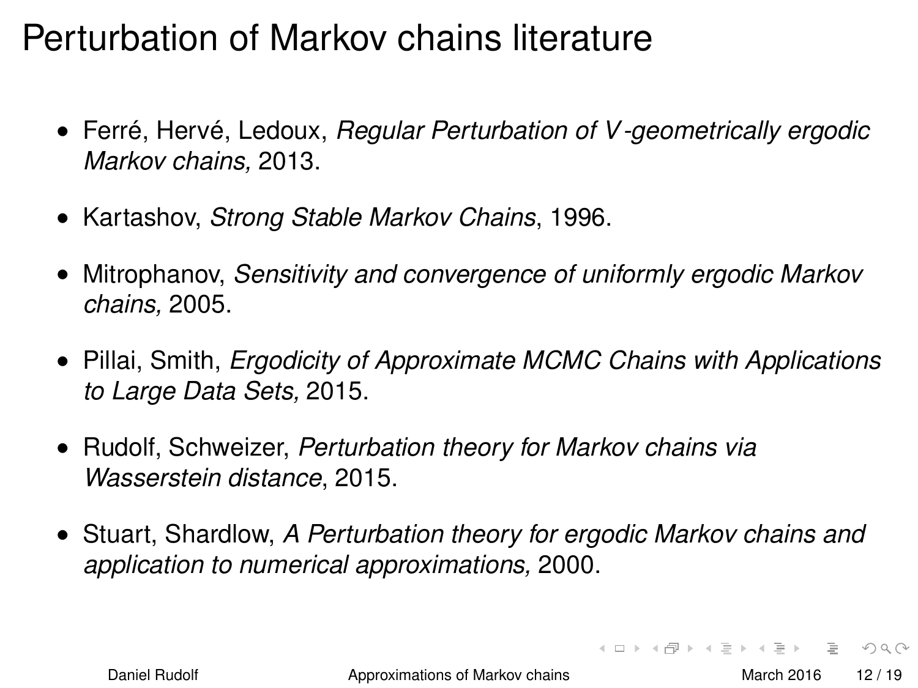# Perturbation of Markov chains literature

- Ferré, Hervé, Ledoux, *Regular Perturbation of $V$-geometrically ergodic Markov chains,* 2013.
- Kartashov, *Strong Stable Markov Chains*, 1996.
- Mitrophanov, *Sensitivity and convergence of uniformly ergodic Markov chains,* 2005.
- Pillai, Smith, *Ergodicity of Approximate MCMC Chains with Applications to Large Data Sets,* 2015.
- Rudolf, Schweizer, *Perturbation theory for Markov chains via Wasserstein distance*, 2015.
- Stuart, Shardlow, *A Perturbation theory for ergodic Markov chains and application to numerical approximations,* 2000.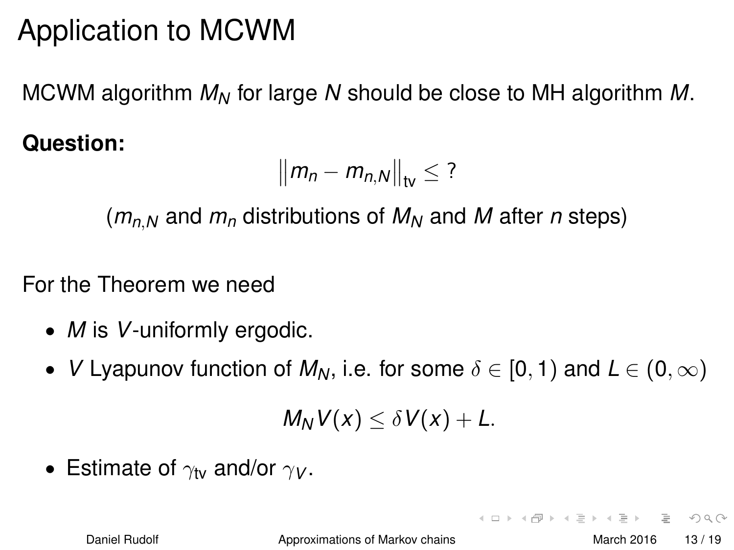# Application to MCWM

MCWM algorithm $M_N$ for large $N$ should be close to MH algorithm $M$.

**Question:**

$$\left\| m_n - m_{n,N} \right\|_{\text{tv}} \leq ?$$

($m_{n,N}$ and $m_n$ distributions of $M_N$ and $M$ after $n$ steps)

For the Theorem we need

- $M$ is $V$-uniformly ergodic.
- $V$ Lyapunov function of $M_N$, i.e. for some $\delta \in [0, 1)$ and $L \in (0, \infty)$

$$M_N V(x) \leq \delta V(x) + L.$$

- Estimate of $\gamma_{\text{tv}}$ and/or $\gamma_V$.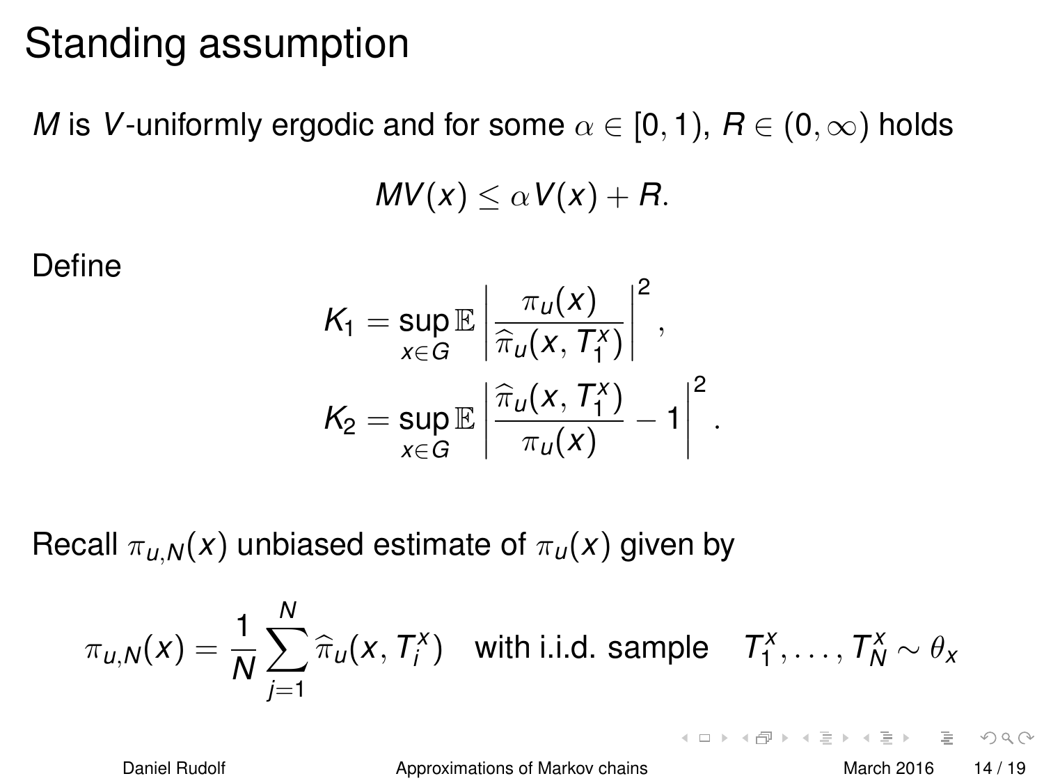# Standing assumption

$M$ is $V$-uniformly ergodic and for some $\alpha \in [0, 1)$, $R \in (0, \infty)$ holds

$$MV(x) \leq \alpha V(x) + R.$$

Define

$$K_1 = \sup_{x \in G} \mathbb{E} \left| \frac{\pi_u(x)}{\widehat{\pi}_u(x, T_1^x)} \right|^2,$$

$$K_2 = \sup_{x \in G} \mathbb{E} \left| \frac{\widehat{\pi}_u(x, T_1^x)}{\pi_u(x)} - 1 \right|^2.$$

Recall $\pi_{u,N}(x)$ unbiased estimate of $\pi_u(x)$ given by

$$\pi_{u,N}(x) = \frac{1}{N} \sum_{j=1}^{N} \widehat{\pi}_u(x, T_i^x) \quad \text{with i.i.d. sample} \quad T_1^x, \ldots, T_N^x \sim \theta_x$$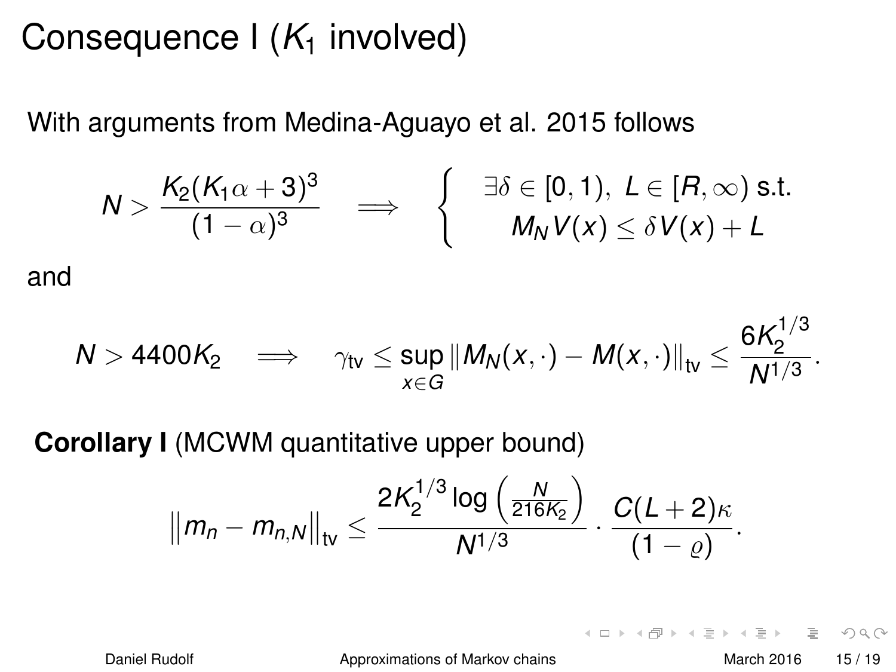# Consequence I ($K_1$ involved)

With arguments from Medina-Aguayo et al. 2015 follows

$$N > \frac{K_2(K_1\alpha + 3)^3}{(1-\alpha)^3} \quad \Longrightarrow \quad \left\{ \begin{array}{c} \exists \delta \in [0,1),\ L \in [R, \infty) \text{ s.t.} \\ M_N V(x) \leq \delta V(x) + L \end{array} \right.$$

and

$$N > 4400 K_2 \quad \Longrightarrow \quad \gamma_{\text{tv}} \leq \sup_{x \in G} \| M_N(x, \cdot) - M(x, \cdot) \|_{\text{tv}} \leq \frac{6 K_2^{1/3}}{N^{1/3}}.$$

**Corollary I** (MCWM quantitative upper bound)

$$\left\| m_n - m_{n,N} \right\|_{\text{tv}} \leq \frac{2 K_2^{1/3} \log\left( \frac{N}{216 K_2} \right)}{N^{1/3}} \cdot \frac{C(L+2)\kappa}{(1-\varrho)}.$$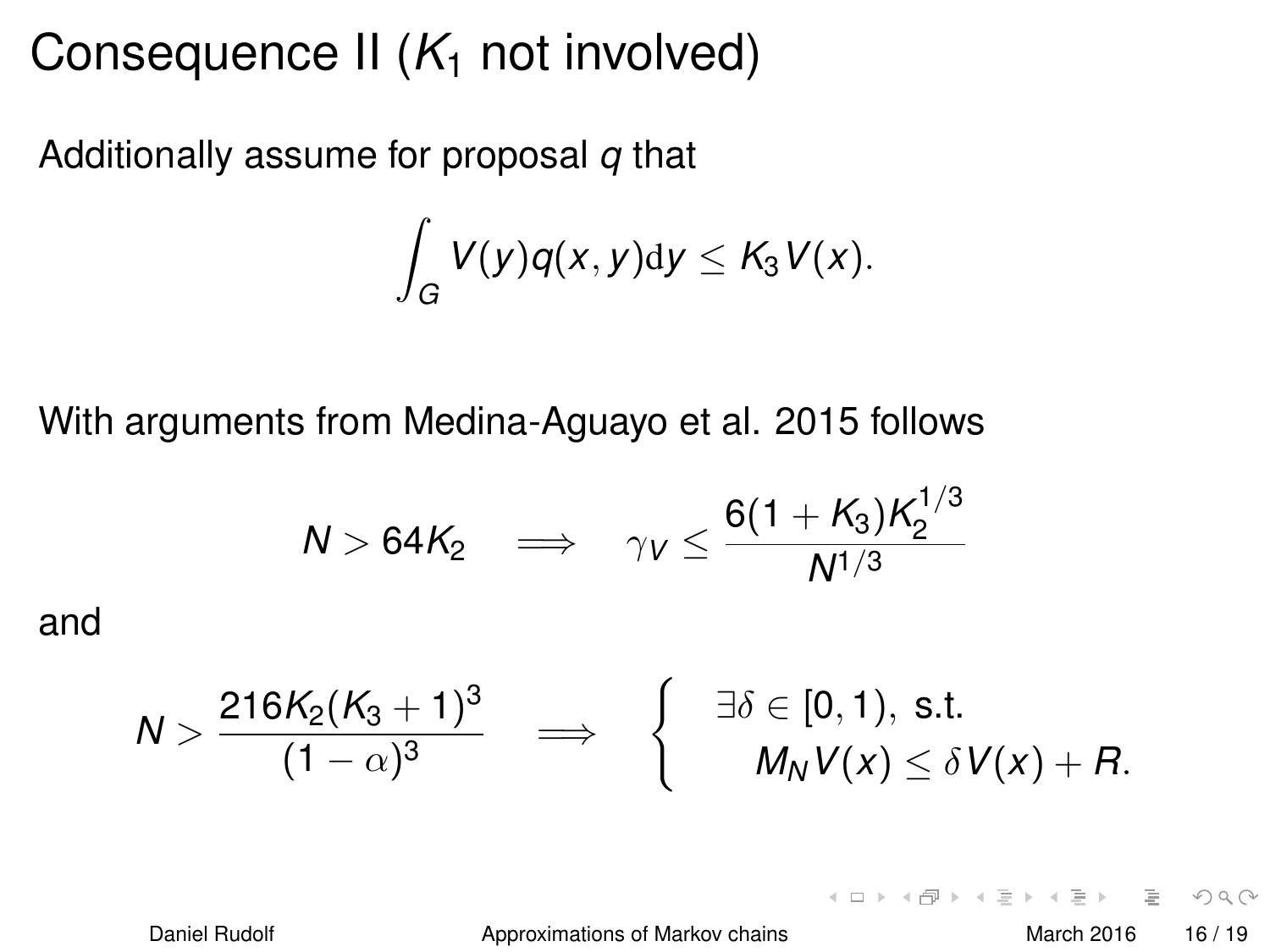# Consequence II ($K_1$ not involved)

Additionally assume for proposal $q$ that

$$\int_G V(y) q(x,y) \mathrm{d}y \leq K_3 V(x).$$

With arguments from Medina-Aguayo et al. 2015 follows

$$N > 64 K_2 \quad \Longrightarrow \quad \gamma_V \leq \frac{6(1+K_3) K_2^{1/3}}{N^{1/3}}$$

and

$$N > \frac{216 K_2 (K_3+1)^3}{(1-\alpha)^3} \quad \Longrightarrow \quad \begin{cases} \exists \delta \in [0,1), \text{ s.t.} \\ \quad M_N V(x) \leq \delta V(x) + R. \end{cases}$$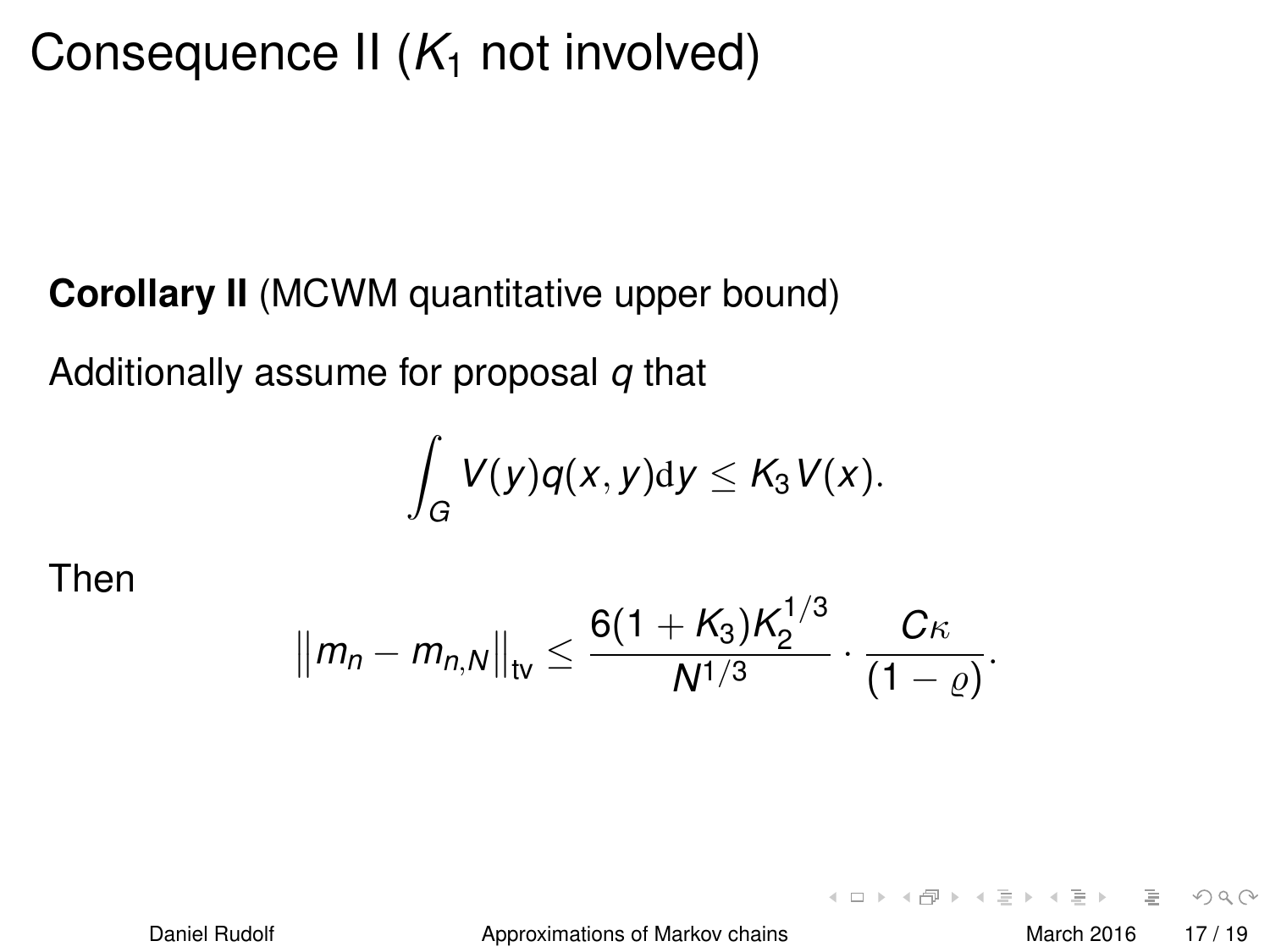# Consequence II ($K_1$ not involved)

**Corollary II** (MCWM quantitative upper bound)

Additionally assume for proposal $q$ that

$$\int_G V(y)q(x,y)\mathrm{d}y \leq K_3 V(x).$$

Then

$$\left\| m_n - m_{n,N} \right\|_{\mathrm{tv}} \leq \frac{6(1+K_3)K_2^{1/3}}{N^{1/3}} \cdot \frac{C\kappa}{(1-\varrho)}.$$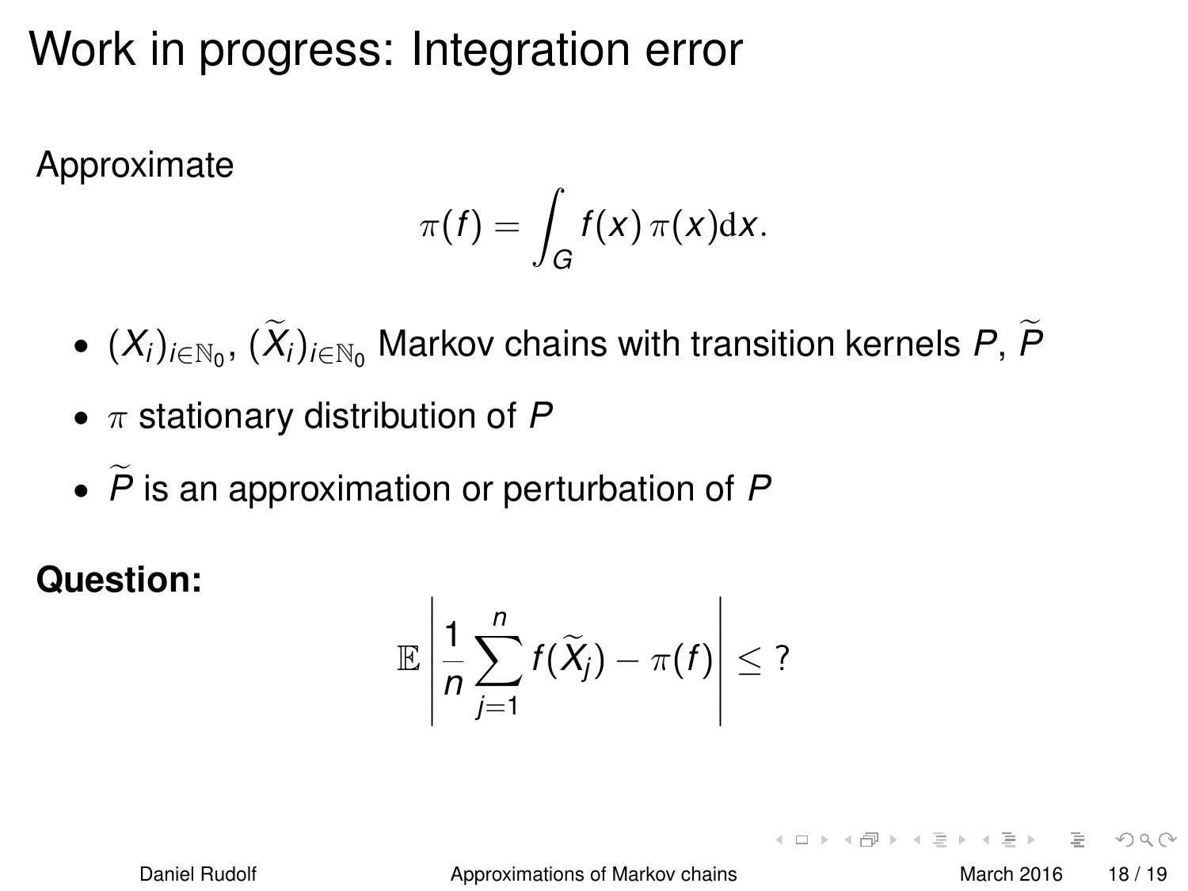# Work in progress: Integration error

Approximate

$$\pi(f) = \int_G f(x)\, \pi(x) \mathrm{d}x.$$

- $(X_i)_{i\in\mathbb{N}_0}$, $(\widetilde{X}_i)_{i\in\mathbb{N}_0}$ Markov chains with transition kernels $P$, $\widetilde{P}$
- $\pi$ stationary distribution of $P$
- $\widetilde{P}$ is an approximation or perturbation of $P$

**Question:**

$$\mathbb{E}\left| \frac{1}{n} \sum_{j=1}^{n} f(\widetilde{X}_j) - \pi(f) \right| \leq ?$$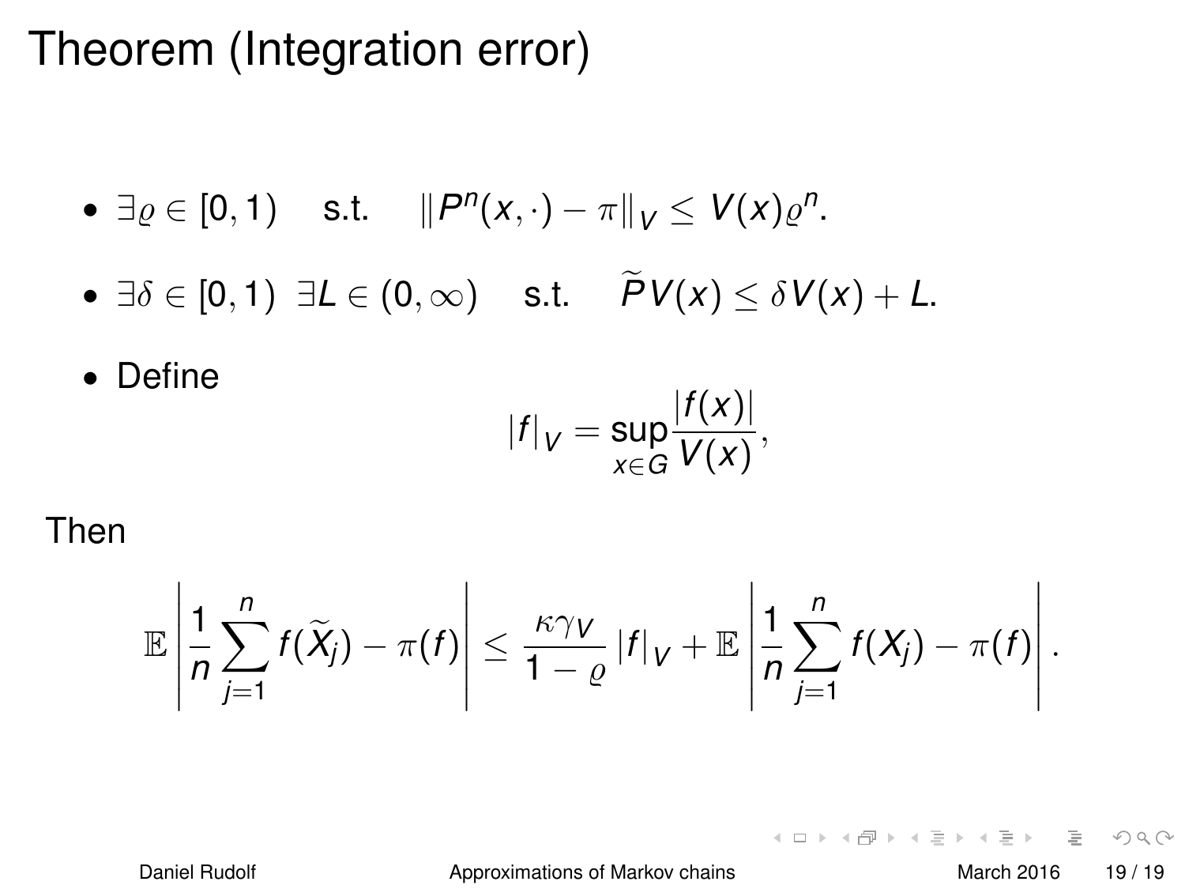# Theorem (Integration error)

- $\exists \varrho \in [0,1) \quad$ s.t. $\quad \|P^n(x,\cdot) - \pi\|_V \leq V(x)\varrho^n$.
- $\exists \delta \in [0,1) \;\; \exists L \in (0,\infty) \quad$ s.t. $\quad \widetilde{P}V(x) \leq \delta V(x) + L$.
- Define

$$|f|_V = \sup_{x \in G} \frac{|f(x)|}{V(x)},$$

Then

$$\mathbb{E}\left|\frac{1}{n}\sum_{j=1}^{n} f(\widetilde{X}_j) - \pi(f)\right| \leq \frac{\kappa \gamma_V}{1-\varrho}\,|f|_V + \mathbb{E}\left|\frac{1}{n}\sum_{j=1}^{n} f(X_j) - \pi(f)\right|.$$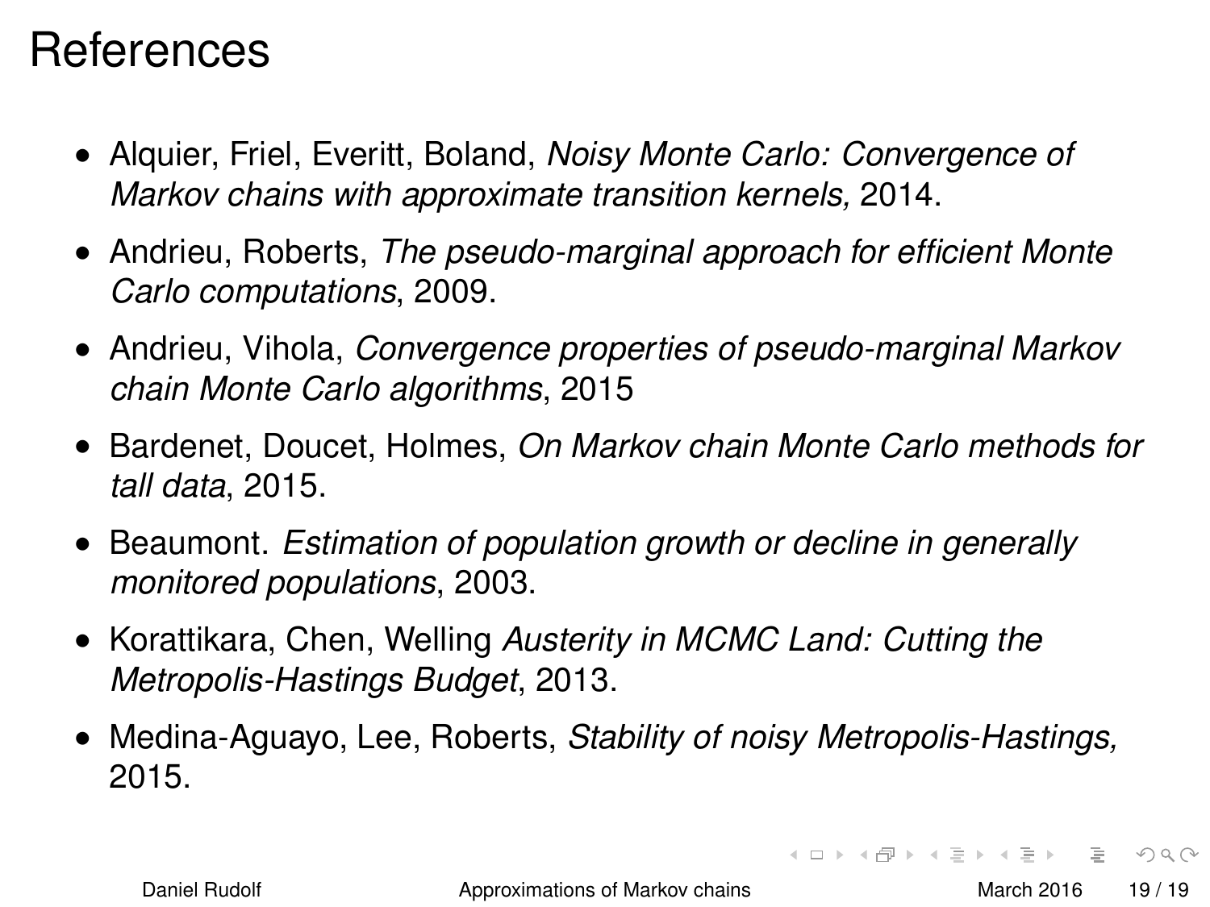# References

- Alquier, Friel, Everitt, Boland, *Noisy Monte Carlo: Convergence of Markov chains with approximate transition kernels,* 2014.
- Andrieu, Roberts, *The pseudo-marginal approach for efficient Monte Carlo computations*, 2009.
- Andrieu, Vihola, *Convergence properties of pseudo-marginal Markov chain Monte Carlo algorithms*, 2015
- Bardenet, Doucet, Holmes, *On Markov chain Monte Carlo methods for tall data*, 2015.
- Beaumont. *Estimation of population growth or decline in generally monitored populations*, 2003.
- Korattikara, Chen, Welling *Austerity in MCMC Land: Cutting the Metropolis-Hastings Budget*, 2013.
- Medina-Aguayo, Lee, Roberts, *Stability of noisy Metropolis-Hastings,* 2015.